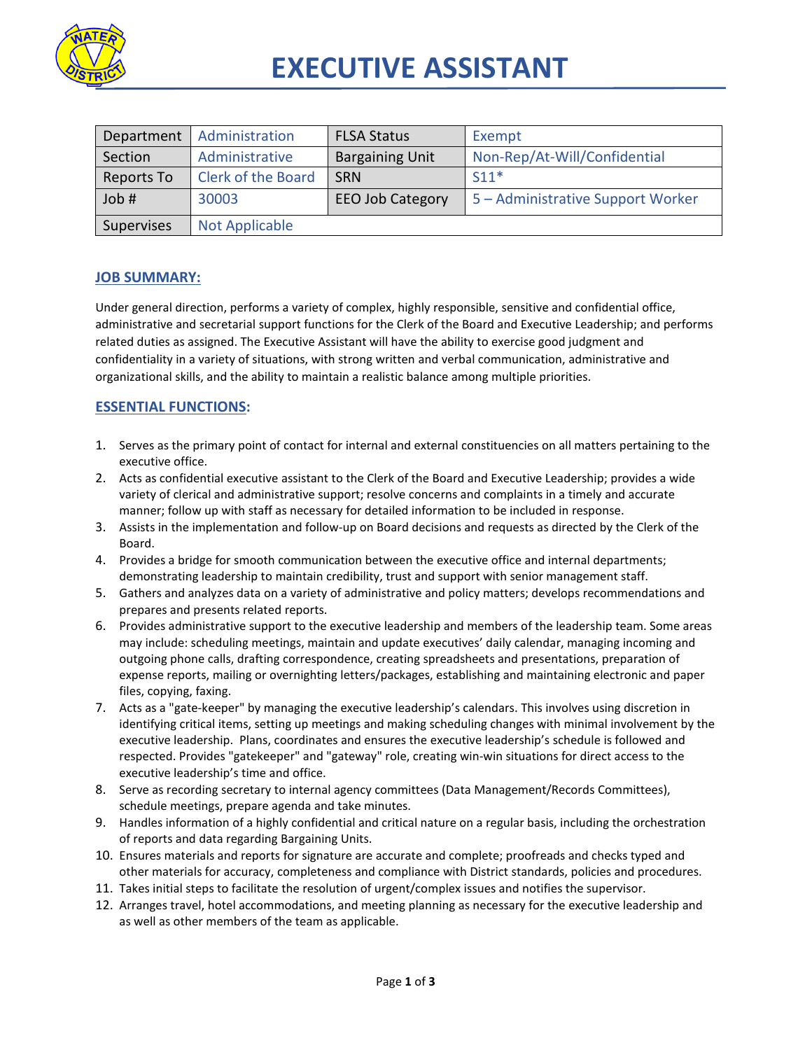# EXECUTIVE ASSISTANT

| Department | Administration | FLSA Status | Exempt |
|---|---|---|---|
| Section | Administrative | Bargaining Unit | Non-Rep/At-Will/Confidential |
| Reports To | Clerk of the Board | SRN | S11* |
| Job # | 30003 | EEO Job Category | 5 – Administrative Support Worker |
| Supervises | Not Applicable | | |

## JOB SUMMARY:

Under general direction, performs a variety of complex, highly responsible, sensitive and confidential office, administrative and secretarial support functions for the Clerk of the Board and Executive Leadership; and performs related duties as assigned. The Executive Assistant will have the ability to exercise good judgment and confidentiality in a variety of situations, with strong written and verbal communication, administrative and organizational skills, and the ability to maintain a realistic balance among multiple priorities.

## ESSENTIAL FUNCTIONS:

1. Serves as the primary point of contact for internal and external constituencies on all matters pertaining to the executive office.
2. Acts as confidential executive assistant to the Clerk of the Board and Executive Leadership; provides a wide variety of clerical and administrative support; resolve concerns and complaints in a timely and accurate manner; follow up with staff as necessary for detailed information to be included in response.
3. Assists in the implementation and follow-up on Board decisions and requests as directed by the Clerk of the Board.
4. Provides a bridge for smooth communication between the executive office and internal departments; demonstrating leadership to maintain credibility, trust and support with senior management staff.
5. Gathers and analyzes data on a variety of administrative and policy matters; develops recommendations and prepares and presents related reports.
6. Provides administrative support to the executive leadership and members of the leadership team. Some areas may include: scheduling meetings, maintain and update executives' daily calendar, managing incoming and outgoing phone calls, drafting correspondence, creating spreadsheets and presentations, preparation of expense reports, mailing or overnighting letters/packages, establishing and maintaining electronic and paper files, copying, faxing.
7. Acts as a "gate-keeper" by managing the executive leadership's calendars. This involves using discretion in identifying critical items, setting up meetings and making scheduling changes with minimal involvement by the executive leadership. Plans, coordinates and ensures the executive leadership's schedule is followed and respected. Provides "gatekeeper" and "gateway" role, creating win-win situations for direct access to the executive leadership's time and office.
8. Serve as recording secretary to internal agency committees (Data Management/Records Committees), schedule meetings, prepare agenda and take minutes.
9. Handles information of a highly confidential and critical nature on a regular basis, including the orchestration of reports and data regarding Bargaining Units.
10. Ensures materials and reports for signature are accurate and complete; proofreads and checks typed and other materials for accuracy, completeness and compliance with District standards, policies and procedures.
11. Takes initial steps to facilitate the resolution of urgent/complex issues and notifies the supervisor.
12. Arranges travel, hotel accommodations, and meeting planning as necessary for the executive leadership and as well as other members of the team as applicable.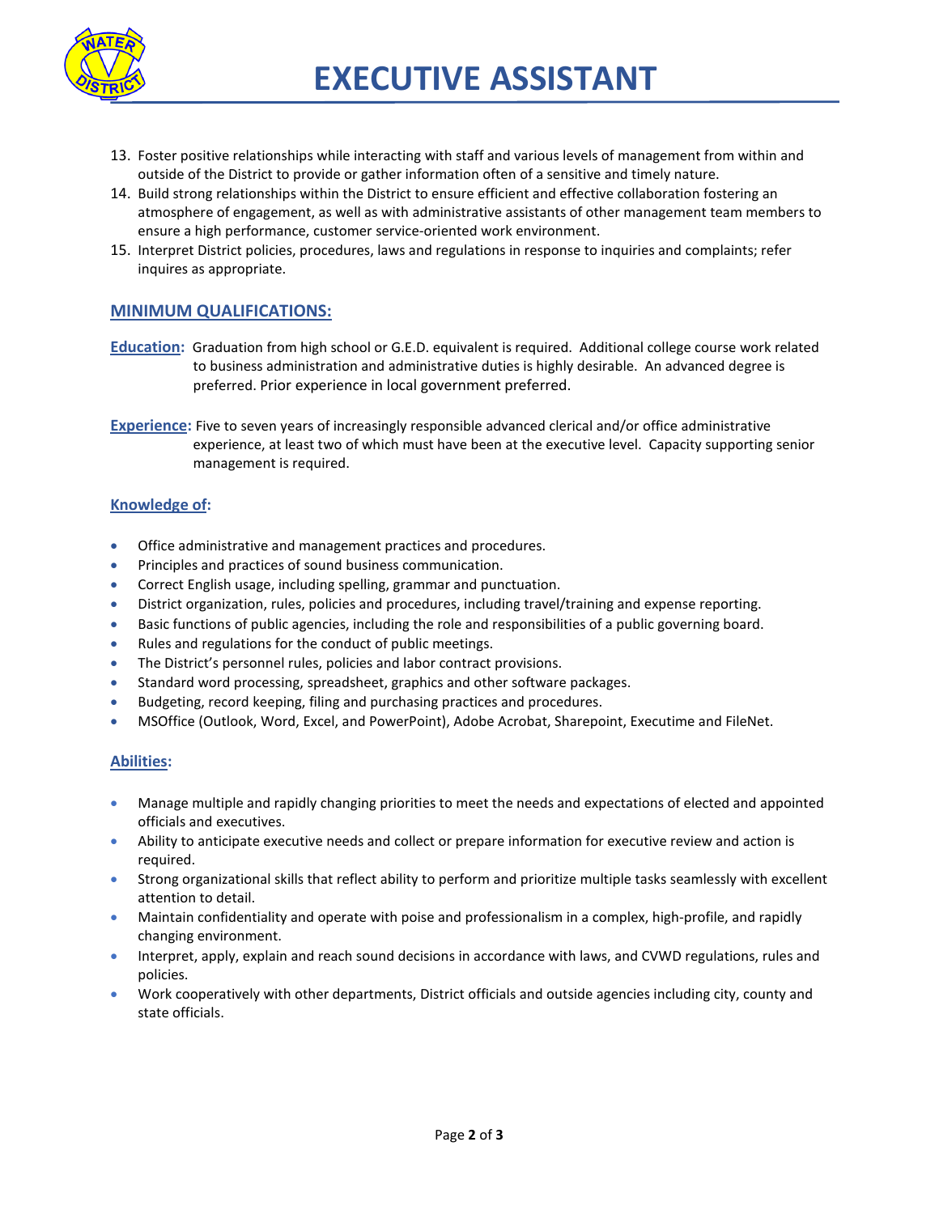13. Foster positive relationships while interacting with staff and various levels of management from within and outside of the District to provide or gather information often of a sensitive and timely nature.
14. Build strong relationships within the District to ensure efficient and effective collaboration fostering an atmosphere of engagement, as well as with administrative assistants of other management team members to ensure a high performance, customer service-oriented work environment.
15. Interpret District policies, procedures, laws and regulations in response to inquiries and complaints; refer inquires as appropriate.

## MINIMUM QUALIFICATIONS:

**Education:** Graduation from high school or G.E.D. equivalent is required. Additional college course work related to business administration and administrative duties is highly desirable. An advanced degree is preferred. Prior experience in local government preferred.

**Experience:** Five to seven years of increasingly responsible advanced clerical and/or office administrative experience, at least two of which must have been at the executive level. Capacity supporting senior management is required.

### Knowledge of:

- Office administrative and management practices and procedures.
- Principles and practices of sound business communication.
- Correct English usage, including spelling, grammar and punctuation.
- District organization, rules, policies and procedures, including travel/training and expense reporting.
- Basic functions of public agencies, including the role and responsibilities of a public governing board.
- Rules and regulations for the conduct of public meetings.
- The District's personnel rules, policies and labor contract provisions.
- Standard word processing, spreadsheet, graphics and other software packages.
- Budgeting, record keeping, filing and purchasing practices and procedures.
- MSOffice (Outlook, Word, Excel, and PowerPoint), Adobe Acrobat, Sharepoint, Executime and FileNet.

### Abilities:

- Manage multiple and rapidly changing priorities to meet the needs and expectations of elected and appointed officials and executives.
- Ability to anticipate executive needs and collect or prepare information for executive review and action is required.
- Strong organizational skills that reflect ability to perform and prioritize multiple tasks seamlessly with excellent attention to detail.
- Maintain confidentiality and operate with poise and professionalism in a complex, high-profile, and rapidly changing environment.
- Interpret, apply, explain and reach sound decisions in accordance with laws, and CVWD regulations, rules and policies.
- Work cooperatively with other departments, District officials and outside agencies including city, county and state officials.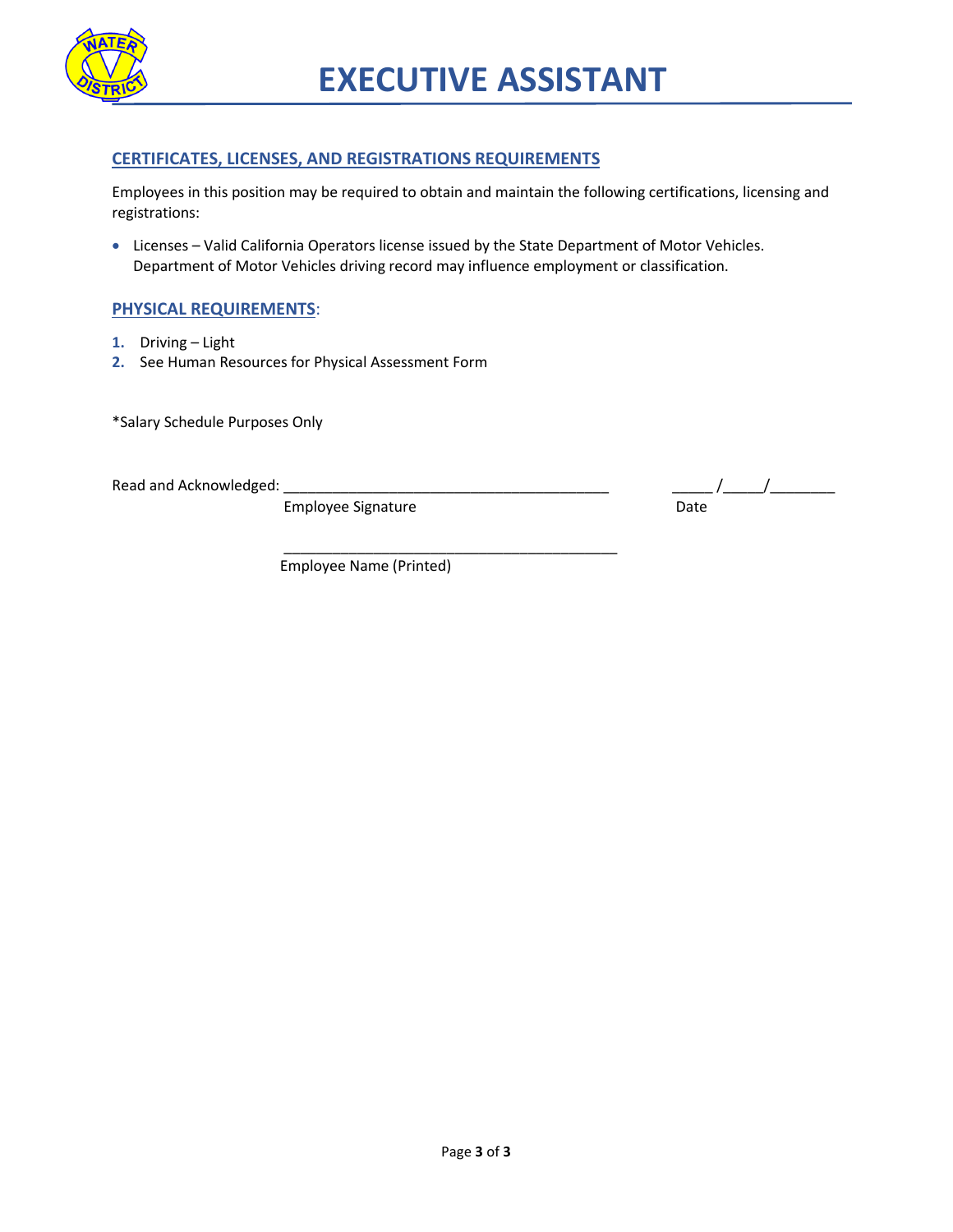# EXECUTIVE ASSISTANT

## CERTIFICATES, LICENSES, AND REGISTRATIONS REQUIREMENTS

Employees in this position may be required to obtain and maintain the following certifications, licensing and registrations:

- Licenses – Valid California Operators license issued by the State Department of Motor Vehicles. Department of Motor Vehicles driving record may influence employment or classification.

## PHYSICAL REQUIREMENTS:

1. Driving – Light
2. See Human Resources for Physical Assessment Form

*Salary Schedule Purposes Only

Read and Acknowledged: ________________________________________ _____ /_____/________
Employee Signature Date

__________________________________________
Employee Name (Printed)